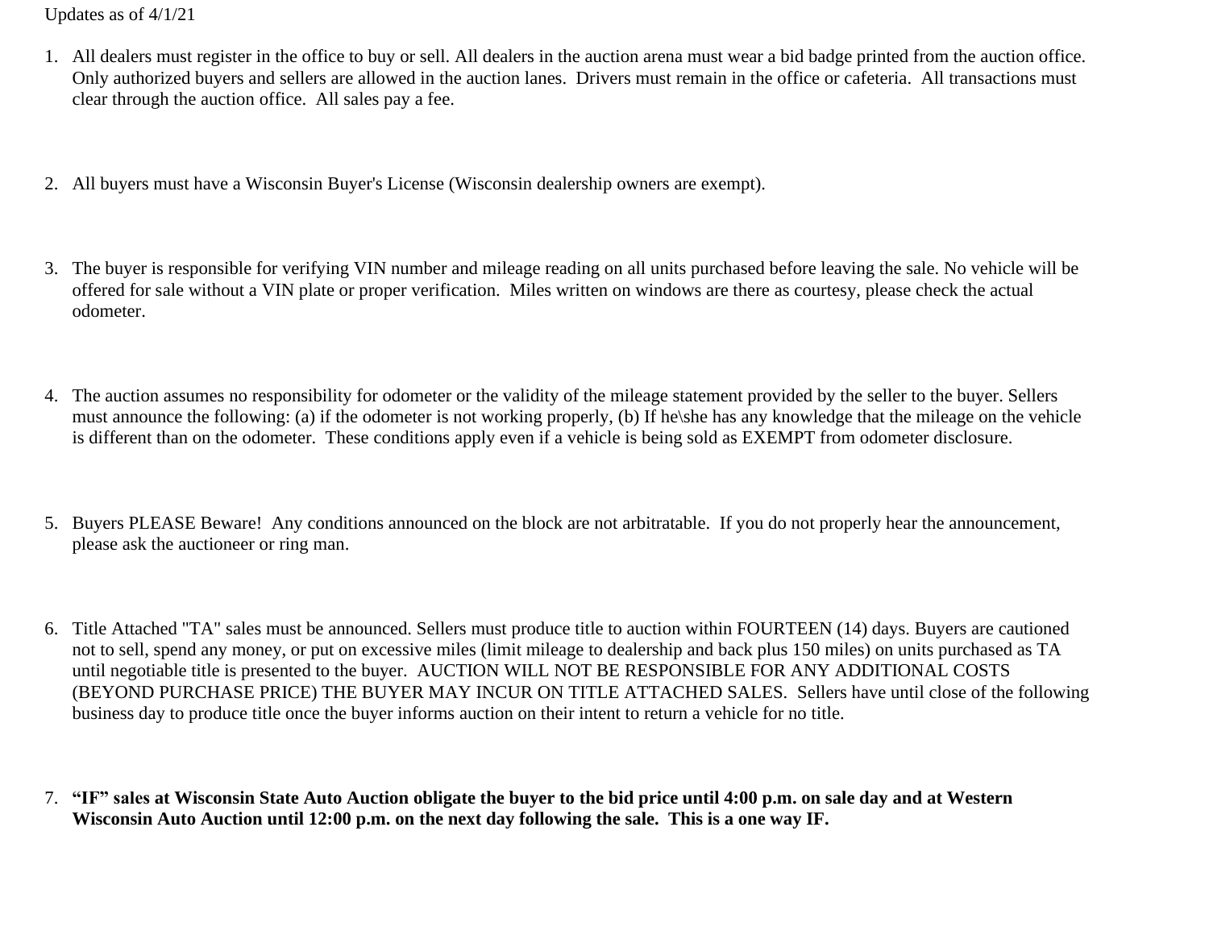Updates as of 4/1/21

1. All dealers must register in the office to buy or sell. All dealers in the auction arena must wear a bid badge printed from the auction office. Only authorized buyers and sellers are allowed in the auction lanes. Drivers must remain in the office or cafeteria. All transactions must clear through the auction office. All sales pay a fee.

2. All buyers must have a Wisconsin Buyer's License (Wisconsin dealership owners are exempt).

3. The buyer is responsible for verifying VIN number and mileage reading on all units purchased before leaving the sale. No vehicle will be offered for sale without a VIN plate or proper verification. Miles written on windows are there as courtesy, please check the actual odometer.

4. The auction assumes no responsibility for odometer or the validity of the mileage statement provided by the seller to the buyer. Sellers must announce the following: (a) if the odometer is not working properly, (b) If he\she has any knowledge that the mileage on the vehicle is different than on the odometer. These conditions apply even if a vehicle is being sold as EXEMPT from odometer disclosure.

5. Buyers PLEASE Beware! Any conditions announced on the block are not arbitratable. If you do not properly hear the announcement, please ask the auctioneer or ring man.

6. Title Attached "TA" sales must be announced. Sellers must produce title to auction within FOURTEEN (14) days. Buyers are cautioned not to sell, spend any money, or put on excessive miles (limit mileage to dealership and back plus 150 miles) on units purchased as TA until negotiable title is presented to the buyer. AUCTION WILL NOT BE RESPONSIBLE FOR ANY ADDITIONAL COSTS (BEYOND PURCHASE PRICE) THE BUYER MAY INCUR ON TITLE ATTACHED SALES. Sellers have until close of the following business day to produce title once the buyer informs auction on their intent to return a vehicle for no title.

7. **"IF" sales at Wisconsin State Auto Auction obligate the buyer to the bid price until 4:00 p.m. on sale day and at Western Wisconsin Auto Auction until 12:00 p.m. on the next day following the sale. This is a one way IF.**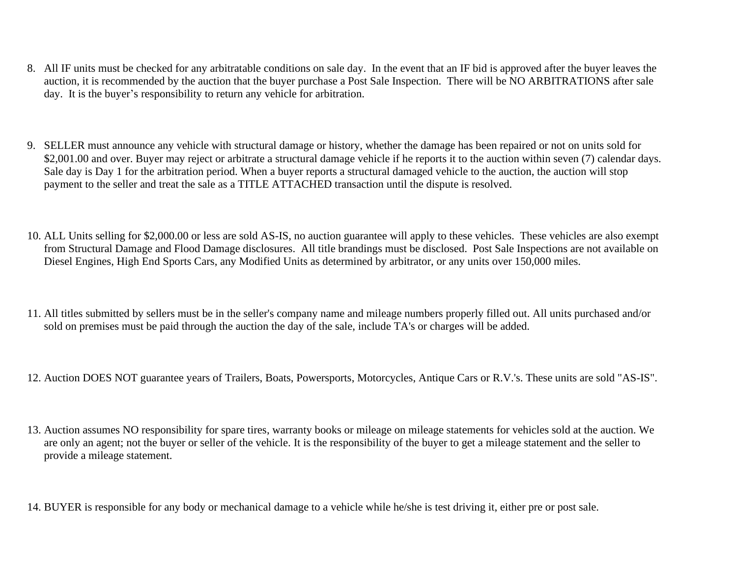8. All IF units must be checked for any arbitratable conditions on sale day. In the event that an IF bid is approved after the buyer leaves the auction, it is recommended by the auction that the buyer purchase a Post Sale Inspection. There will be NO ARBITRATIONS after sale day. It is the buyer's responsibility to return any vehicle for arbitration.

9. SELLER must announce any vehicle with structural damage or history, whether the damage has been repaired or not on units sold for $2,001.00 and over. Buyer may reject or arbitrate a structural damage vehicle if he reports it to the auction within seven (7) calendar days. Sale day is Day 1 for the arbitration period. When a buyer reports a structural damaged vehicle to the auction, the auction will stop payment to the seller and treat the sale as a TITLE ATTACHED transaction until the dispute is resolved.

10. ALL Units selling for $2,000.00 or less are sold AS-IS, no auction guarantee will apply to these vehicles. These vehicles are also exempt from Structural Damage and Flood Damage disclosures. All title brandings must be disclosed. Post Sale Inspections are not available on Diesel Engines, High End Sports Cars, any Modified Units as determined by arbitrator, or any units over 150,000 miles.

11. All titles submitted by sellers must be in the seller's company name and mileage numbers properly filled out. All units purchased and/or sold on premises must be paid through the auction the day of the sale, include TA's or charges will be added.

12. Auction DOES NOT guarantee years of Trailers, Boats, Powersports, Motorcycles, Antique Cars or R.V.'s. These units are sold "AS-IS".

13. Auction assumes NO responsibility for spare tires, warranty books or mileage on mileage statements for vehicles sold at the auction. We are only an agent; not the buyer or seller of the vehicle. It is the responsibility of the buyer to get a mileage statement and the seller to provide a mileage statement.

14. BUYER is responsible for any body or mechanical damage to a vehicle while he/she is test driving it, either pre or post sale.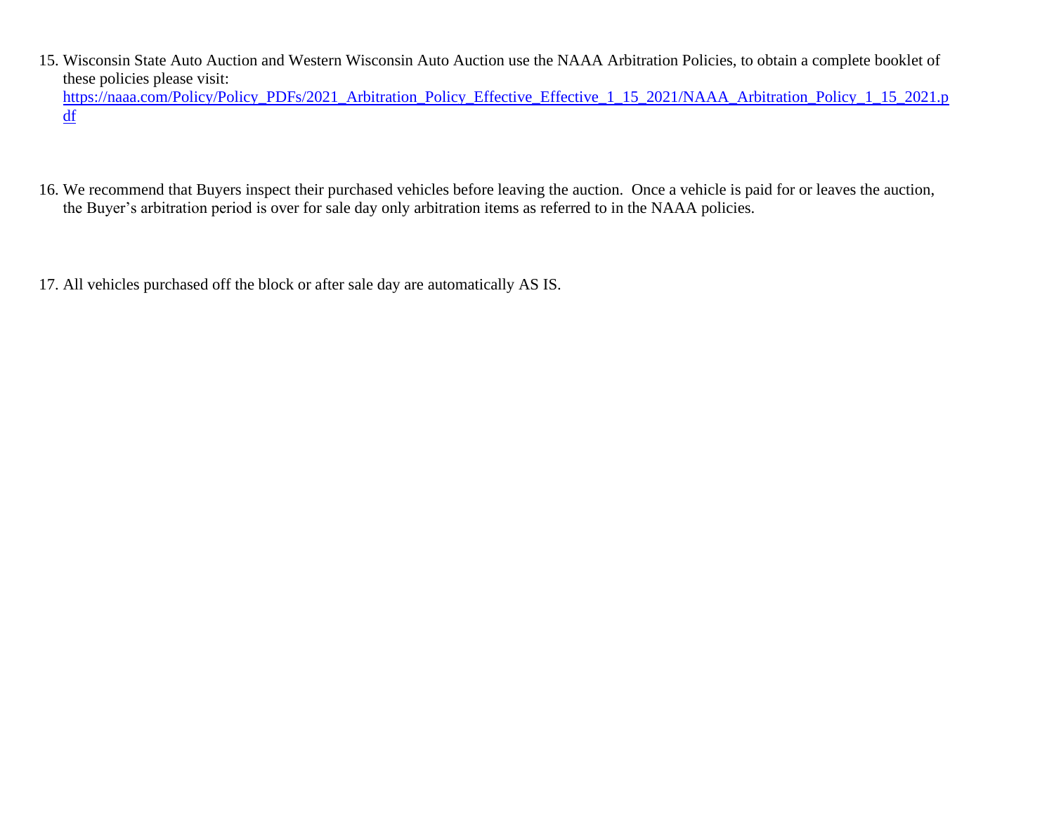15. Wisconsin State Auto Auction and Western Wisconsin Auto Auction use the NAAA Arbitration Policies, to obtain a complete booklet of these policies please visit: [https://naaa.com/Policy/Policy_PDFs/2021_Arbitration_Policy_Effective_Effective_1_15_2021/NAAA_Arbitration_Policy_1_15_2021.pdf](https://naaa.com/Policy/Policy_PDFs/2021_Arbitration_Policy_Effective_Effective_1_15_2021/NAAA_Arbitration_Policy_1_15_2021.pdf)

16. We recommend that Buyers inspect their purchased vehicles before leaving the auction. Once a vehicle is paid for or leaves the auction, the Buyer's arbitration period is over for sale day only arbitration items as referred to in the NAAA policies.

17. All vehicles purchased off the block or after sale day are automatically AS IS.